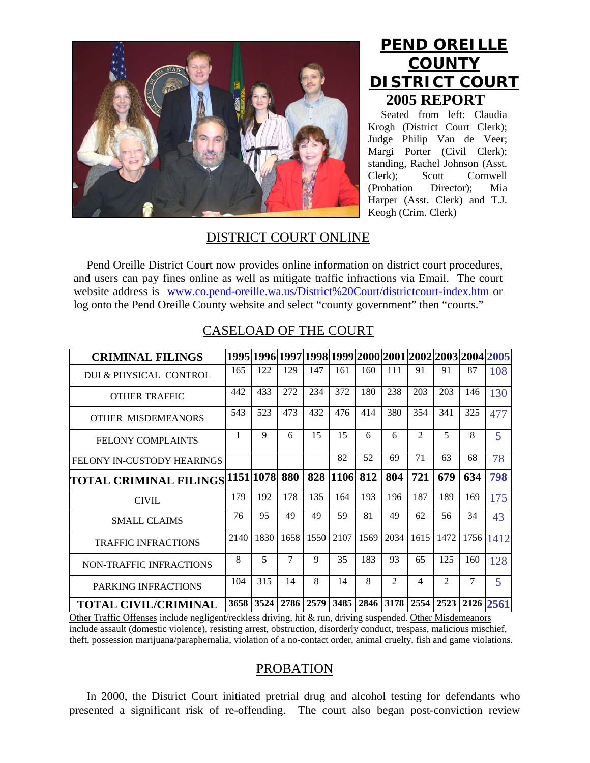# PEND OREILLE COUNTY DISTRICT COURT

## 2005 REPORT

Seated from left: Claudia Krogh (District Court Clerk); Judge Philip Van de Veer; Margi Porter (Civil Clerk); standing, Rachel Johnson (Asst. Clerk); Scott Cornwell (Probation Director); Mia Harper (Asst. Clerk) and T.J. Keogh (Crim. Clerk)

## DISTRICT COURT ONLINE

Pend Oreille District Court now provides online information on district court procedures, and users can pay fines online as well as mitigate traffic infractions via Email. The court website address is [www.co.pend-oreille.wa.us/District%20Court/districtcourt-index.htm](www.co.pend-oreille.wa.us/District%20Court/districtcourt-index.htm) or log onto the Pend Oreille County website and select "county government" then "courts."

## CASELOAD OF THE COURT

| CRIMINAL FILINGS | 1995 | 1996 | 1997 | 1998 | 1999 | 2000 | 2001 | 2002 | 2003 | 2004 | 2005 |
|---|---|---|---|---|---|---|---|---|---|---|---|
| DUI & PHYSICAL CONTROL | 165 | 122 | 129 | 147 | 161 | 160 | 111 | 91 | 91 | 87 | 108 |
| OTHER TRAFFIC | 442 | 433 | 272 | 234 | 372 | 180 | 238 | 203 | 203 | 146 | 130 |
| OTHER MISDEMEANORS | 543 | 523 | 473 | 432 | 476 | 414 | 380 | 354 | 341 | 325 | 477 |
| FELONY COMPLAINTS | 1 | 9 | 6 | 15 | 15 | 6 | 6 | 2 | 5 | 8 | 5 |
| FELONY IN-CUSTODY HEARINGS | | | | | 82 | 52 | 69 | 71 | 63 | 68 | 78 |
| **TOTAL CRIMINAL FILINGS** | **1151** | **1078** | **880** | **828** | **1106** | **812** | **804** | **721** | **679** | **634** | **798** |
| CIVIL | 179 | 192 | 178 | 135 | 164 | 193 | 196 | 187 | 189 | 169 | 175 |
| SMALL CLAIMS | 76 | 95 | 49 | 49 | 59 | 81 | 49 | 62 | 56 | 34 | 43 |
| TRAFFIC INFRACTIONS | 2140 | 1830 | 1658 | 1550 | 2107 | 1569 | 2034 | 1615 | 1472 | 1756 | 1412 |
| NON-TRAFFIC INFRACTIONS | 8 | 5 | 7 | 9 | 35 | 183 | 93 | 65 | 125 | 160 | 128 |
| PARKING INFRACTIONS | 104 | 315 | 14 | 8 | 14 | 8 | 2 | 4 | 2 | 7 | 5 |
| **TOTAL CIVIL/CRIMINAL** | **3658** | **3524** | **2786** | **2579** | **3485** | **2846** | **3178** | **2554** | **2523** | **2126** | **2561** |

Other Traffic Offenses include negligent/reckless driving, hit & run, driving suspended. Other Misdemeanors include assault (domestic violence), resisting arrest, obstruction, disorderly conduct, trespass, malicious mischief, theft, possession marijuana/paraphernalia, violation of a no-contact order, animal cruelty, fish and game violations.

## PROBATION

In 2000, the District Court initiated pretrial drug and alcohol testing for defendants who presented a significant risk of re-offending. The court also began post-conviction review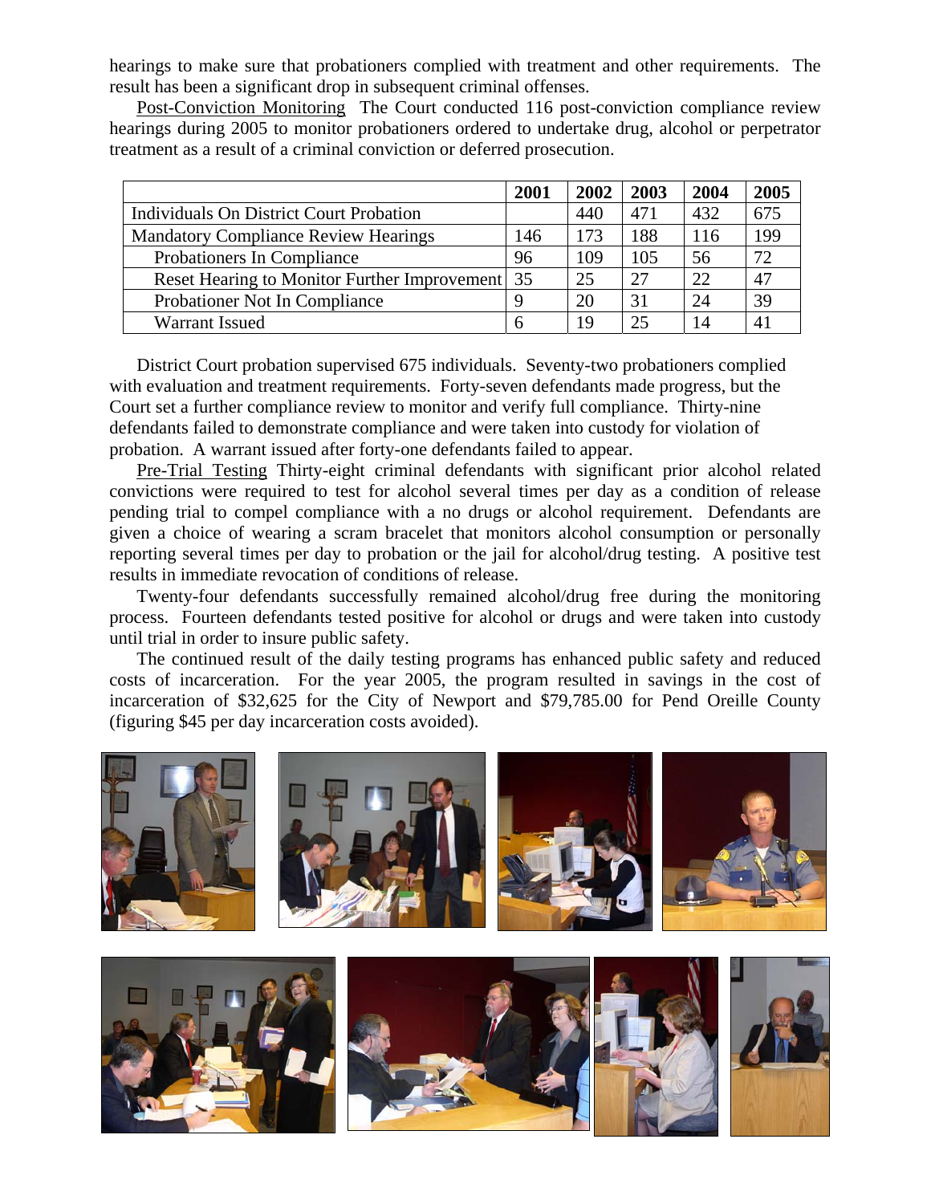hearings to make sure that probationers complied with treatment and other requirements. The result has been a significant drop in subsequent criminal offenses.

Post-Conviction Monitoring The Court conducted 116 post-conviction compliance review hearings during 2005 to monitor probationers ordered to undertake drug, alcohol or perpetrator treatment as a result of a criminal conviction or deferred prosecution.

| | 2001 | 2002 | 2003 | 2004 | 2005 |
|---|---|---|---|---|---|
| Individuals On District Court Probation | | 440 | 471 | 432 | 675 |
| Mandatory Compliance Review Hearings | 146 | 173 | 188 | 116 | 199 |
| Probationers In Compliance | 96 | 109 | 105 | 56 | 72 |
| Reset Hearing to Monitor Further Improvement | 35 | 25 | 27 | 22 | 47 |
| Probationer Not In Compliance | 9 | 20 | 31 | 24 | 39 |
| Warrant Issued | 6 | 19 | 25 | 14 | 41 |

District Court probation supervised 675 individuals. Seventy-two probationers complied with evaluation and treatment requirements. Forty-seven defendants made progress, but the Court set a further compliance review to monitor and verify full compliance. Thirty-nine defendants failed to demonstrate compliance and were taken into custody for violation of probation. A warrant issued after forty-one defendants failed to appear.

Pre-Trial Testing Thirty-eight criminal defendants with significant prior alcohol related convictions were required to test for alcohol several times per day as a condition of release pending trial to compel compliance with a no drugs or alcohol requirement. Defendants are given a choice of wearing a scram bracelet that monitors alcohol consumption or personally reporting several times per day to probation or the jail for alcohol/drug testing. A positive test results in immediate revocation of conditions of release.

Twenty-four defendants successfully remained alcohol/drug free during the monitoring process. Fourteen defendants tested positive for alcohol or drugs and were taken into custody until trial in order to insure public safety.

The continued result of the daily testing programs has enhanced public safety and reduced costs of incarceration. For the year 2005, the program resulted in savings in the cost of incarceration of $32,625 for the City of Newport and $79,785.00 for Pend Oreille County (figuring $45 per day incarceration costs avoided).